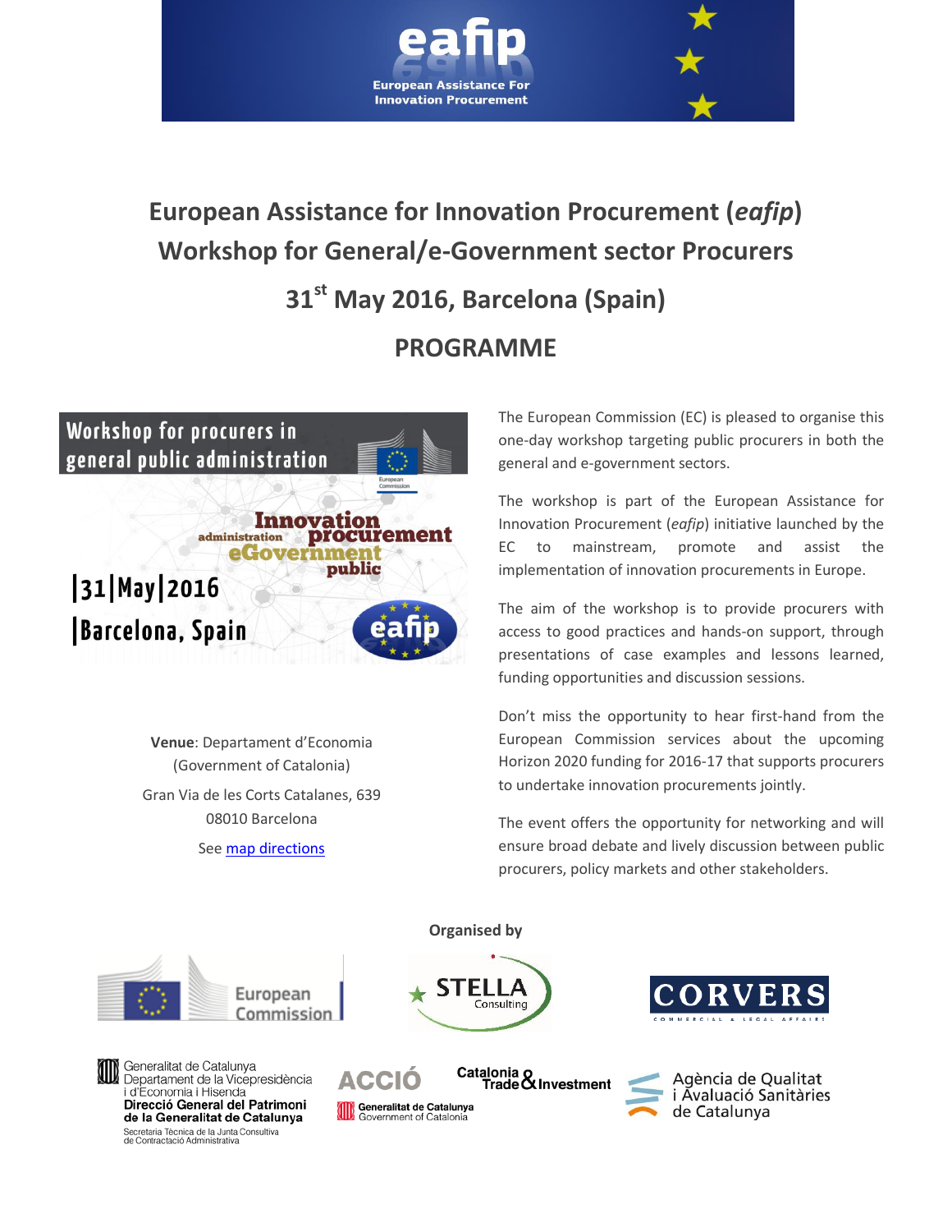# European Assistance for Innovation Procurement (*eafip*) Workshop for General/e-Government sector Procurers

## 31st May 2016, Barcelona (Spain)

## PROGRAMME

**Venue**: Departament d'Economia (Government of Catalonia)

Gran Via de les Corts Catalanes, 639
08010 Barcelona

See map directions

The European Commission (EC) is pleased to organise this one-day workshop targeting public procurers in both the general and e-government sectors.

The workshop is part of the European Assistance for Innovation Procurement (*eafip*) initiative launched by the EC to mainstream, promote and assist the implementation of innovation procurements in Europe.

The aim of the workshop is to provide procurers with access to good practices and hands-on support, through presentations of case examples and lessons learned, funding opportunities and discussion sessions.

Don't miss the opportunity to hear first-hand from the European Commission services about the upcoming Horizon 2020 funding for 2016-17 that supports procurers to undertake innovation procurements jointly.

The event offers the opportunity for networking and will ensure broad debate and lively discussion between public procurers, policy markets and other stakeholders.

**Organised by**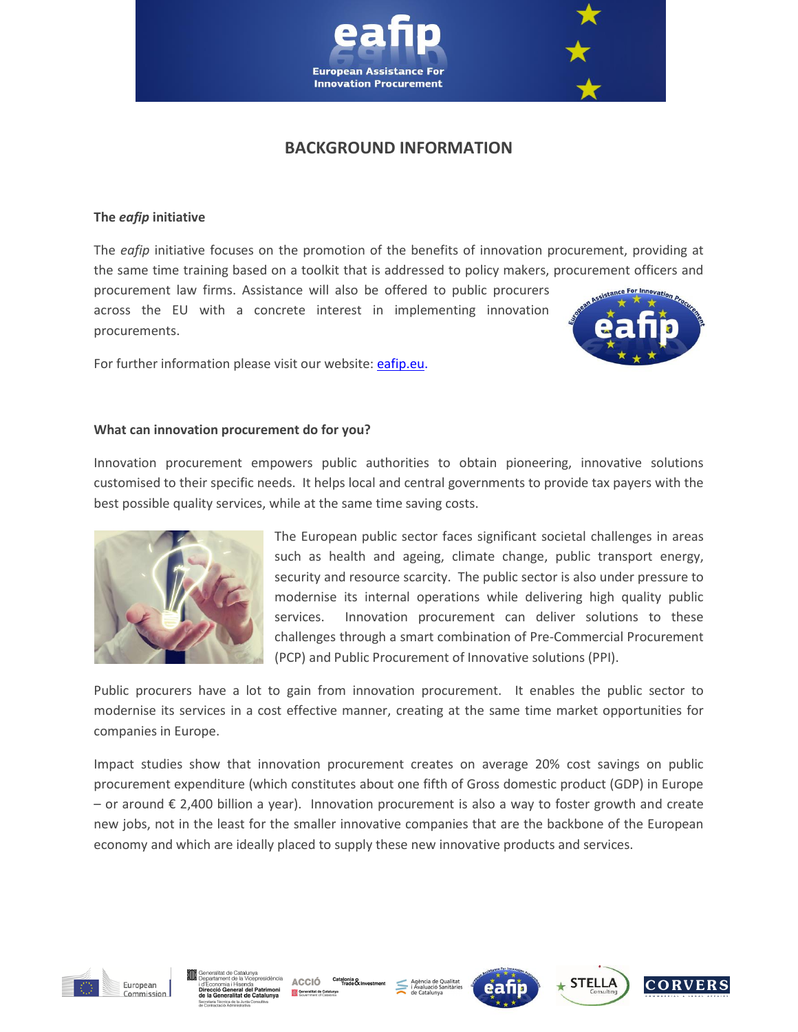# BACKGROUND INFORMATION

### The *eafip* initiative

The *eafip* initiative focuses on the promotion of the benefits of innovation procurement, providing at the same time training based on a toolkit that is addressed to policy makers, procurement officers and procurement law firms. Assistance will also be offered to public procurers across the EU with a concrete interest in implementing innovation procurements.

For further information please visit our website: eafip.eu.

### What can innovation procurement do for you?

Innovation procurement empowers public authorities to obtain pioneering, innovative solutions customised to their specific needs. It helps local and central governments to provide tax payers with the best possible quality services, while at the same time saving costs.

The European public sector faces significant societal challenges in areas such as health and ageing, climate change, public transport energy, security and resource scarcity. The public sector is also under pressure to modernise its internal operations while delivering high quality public services. Innovation procurement can deliver solutions to these challenges through a smart combination of Pre-Commercial Procurement (PCP) and Public Procurement of Innovative solutions (PPI).

Public procurers have a lot to gain from innovation procurement. It enables the public sector to modernise its services in a cost effective manner, creating at the same time market opportunities for companies in Europe.

Impact studies show that innovation procurement creates on average 20% cost savings on public procurement expenditure (which constitutes about one fifth of Gross domestic product (GDP) in Europe – or around € 2,400 billion a year). Innovation procurement is also a way to foster growth and create new jobs, not in the least for the smaller innovative companies that are the backbone of the European economy and which are ideally placed to supply these new innovative products and services.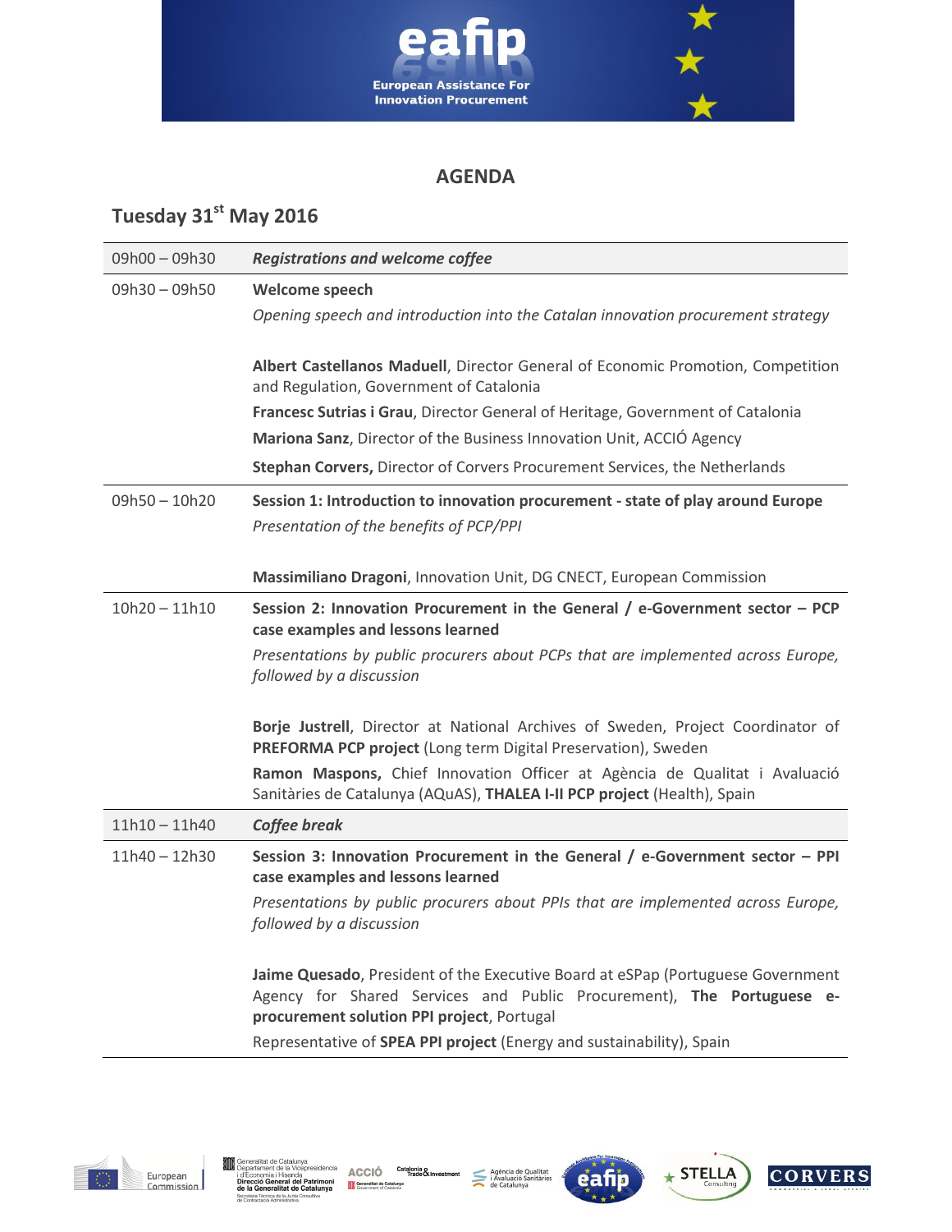## AGENDA

### Tuesday 31st May 2016

| | |
|---|---|
| 09h00 – 09h30 | *Registrations and welcome coffee* |
| 09h30 – 09h50 | **Welcome speech**<br>*Opening speech and introduction into the Catalan innovation procurement strategy*<br><br>**Albert Castellanos Maduell**, Director General of Economic Promotion, Competition and Regulation, Government of Catalonia<br>**Francesc Sutrias i Grau**, Director General of Heritage, Government of Catalonia<br>**Mariona Sanz**, Director of the Business Innovation Unit, ACCIÓ Agency<br>**Stephan Corvers,** Director of Corvers Procurement Services, the Netherlands |
| 09h50 – 10h20 | **Session 1: Introduction to innovation procurement - state of play around Europe**<br>*Presentation of the benefits of PCP/PPI*<br><br>**Massimiliano Dragoni**, Innovation Unit, DG CNECT, European Commission |
| 10h20 – 11h10 | **Session 2: Innovation Procurement in the General / e-Government sector – PCP case examples and lessons learned**<br>*Presentations by public procurers about PCPs that are implemented across Europe, followed by a discussion*<br><br>**Borje Justrell**, Director at National Archives of Sweden, Project Coordinator of **PREFORMA PCP project** (Long term Digital Preservation), Sweden<br>**Ramon Maspons,** Chief Innovation Officer at Agència de Qualitat i Avaluació Sanitàries de Catalunya (AQuAS), **THALEA I-II PCP project** (Health), Spain |
| 11h10 – 11h40 | *Coffee break* |
| 11h40 – 12h30 | **Session 3: Innovation Procurement in the General / e-Government sector – PPI case examples and lessons learned**<br>*Presentations by public procurers about PPIs that are implemented across Europe, followed by a discussion*<br><br>**Jaime Quesado**, President of the Executive Board at eSPap (Portuguese Government Agency for Shared Services and Public Procurement), **The Portuguese e-procurement solution PPI project**, Portugal<br>Representative of **SPEA PPI project** (Energy and sustainability), Spain |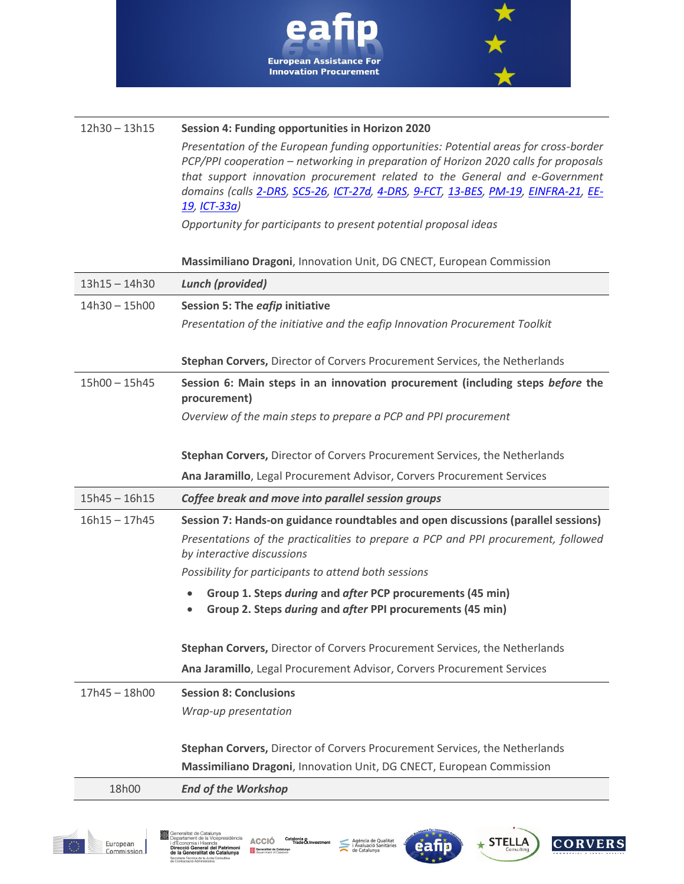| | |
|---|---|
| 12h30 – 13h15 | **Session 4: Funding opportunities in Horizon 2020**<br>*Presentation of the European funding opportunities: Potential areas for cross-border PCP/PPI cooperation – networking in preparation of Horizon 2020 calls for proposals that support innovation procurement related to the General and e-Government domains (calls 2-DRS, SC5-26, ICT-27d, 4-DRS, 9-FCT, 13-BES, PM-19, EINFRA-21, EE-19, ICT-33a)*<br>*Opportunity for participants to present potential proposal ideas*<br><br>**Massimiliano Dragoni**, Innovation Unit, DG CNECT, European Commission |
| 13h15 – 14h30 | ***Lunch (provided)*** |
| 14h30 – 15h00 | **Session 5: The *eafip* initiative**<br>*Presentation of the initiative and the eafip Innovation Procurement Toolkit*<br><br>**Stephan Corvers,** Director of Corvers Procurement Services, the Netherlands |
| 15h00 – 15h45 | **Session 6: Main steps in an innovation procurement (including steps *before* the procurement)**<br>*Overview of the main steps to prepare a PCP and PPI procurement*<br><br>**Stephan Corvers,** Director of Corvers Procurement Services, the Netherlands<br>**Ana Jaramillo**, Legal Procurement Advisor, Corvers Procurement Services |
| 15h45 – 16h15 | ***Coffee break and move into parallel session groups*** |
| 16h15 – 17h45 | **Session 7: Hands-on guidance roundtables and open discussions (parallel sessions)**<br>*Presentations of the practicalities to prepare a PCP and PPI procurement, followed by interactive discussions*<br>*Possibility for participants to attend both sessions*<br>• **Group 1. Steps *during* and *after* PCP procurements (45 min)**<br>• **Group 2. Steps *during* and *after* PPI procurements (45 min)**<br><br>**Stephan Corvers,** Director of Corvers Procurement Services, the Netherlands<br>**Ana Jaramillo**, Legal Procurement Advisor, Corvers Procurement Services |
| 17h45 – 18h00 | **Session 8: Conclusions**<br>*Wrap-up presentation*<br><br>**Stephan Corvers,** Director of Corvers Procurement Services, the Netherlands<br>**Massimiliano Dragoni**, Innovation Unit, DG CNECT, European Commission |
| 18h00 | ***End of the Workshop*** |